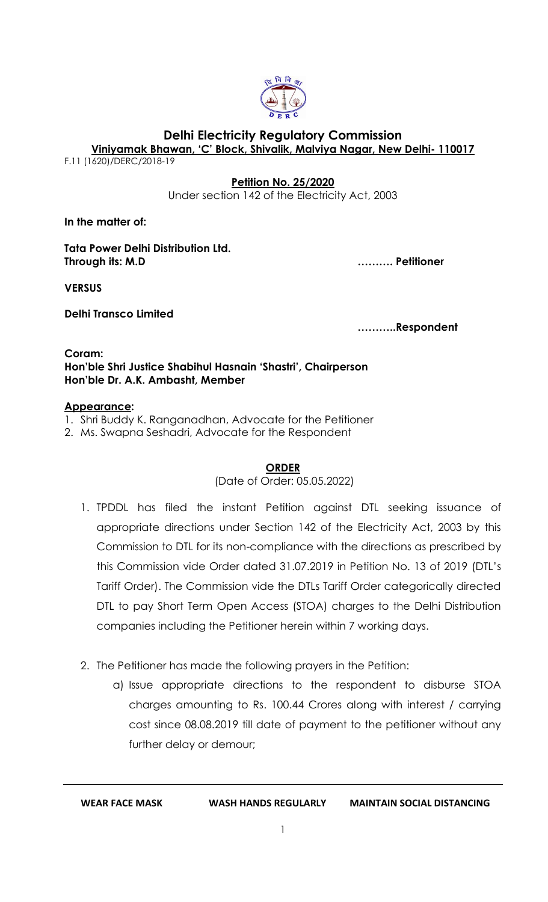# Delhi Electricity Regulatory Commission

**Viniyamak Bhawan, 'C' Block, Shivalik, Malviya Nagar, New Delhi- 110017**

F.11 (1620)/DERC/2018-19

**Petition No. 25/2020**

Under section 142 of the Electricity Act, 2003

**In the matter of:**

**Tata Power Delhi Distribution Ltd.**
**Through its: M.D** ………. **Petitioner**

**VERSUS**

**Delhi Transco Limited**

………..**Respondent**

**Coram:**
**Hon'ble Shri Justice Shabihul Hasnain 'Shastri', Chairperson**
**Hon'ble Dr. A.K. Ambasht, Member**

**Appearance:**

1. Shri Buddy K. Ranganadhan, Advocate for the Petitioner
2. Ms. Swapna Seshadri, Advocate for the Respondent

**ORDER**

(Date of Order: 05.05.2022)

1. TPDDL has filed the instant Petition against DTL seeking issuance of appropriate directions under Section 142 of the Electricity Act, 2003 by this Commission to DTL for its non-compliance with the directions as prescribed by this Commission vide Order dated 31.07.2019 in Petition No. 13 of 2019 (DTL's Tariff Order). The Commission vide the DTLs Tariff Order categorically directed DTL to pay Short Term Open Access (STOA) charges to the Delhi Distribution companies including the Petitioner herein within 7 working days.

2. The Petitioner has made the following prayers in the Petition:
   a) Issue appropriate directions to the respondent to disburse STOA charges amounting to Rs. 100.44 Crores along with interest / carrying cost since 08.08.2019 till date of payment to the petitioner without any further delay or demour;

WEAR FACE MASK WASH HANDS REGULARLY MAINTAIN SOCIAL DISTANCING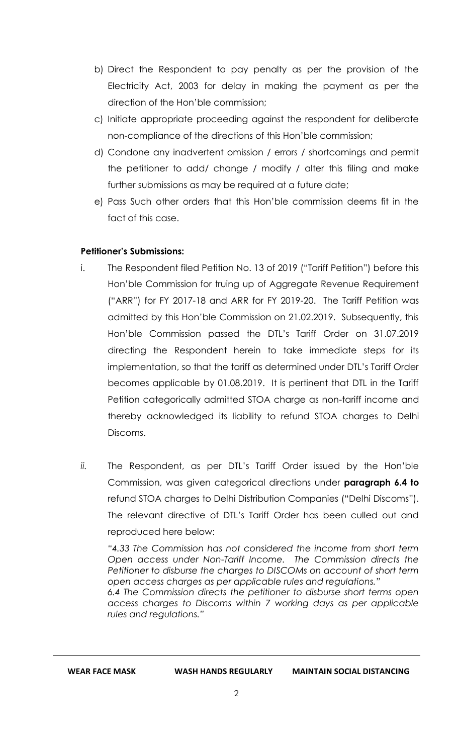b) Direct the Respondent to pay penalty as per the provision of the Electricity Act, 2003 for delay in making the payment as per the direction of the Hon'ble commission;

c) Initiate appropriate proceeding against the respondent for deliberate non-compliance of the directions of this Hon'ble commission;

d) Condone any inadvertent omission / errors / shortcomings and permit the petitioner to add/ change / modify / alter this filing and make further submissions as may be required at a future date;

e) Pass Such other orders that this Hon'ble commission deems fit in the fact of this case.

**Petitioner's Submissions:**

i. The Respondent filed Petition No. 13 of 2019 ("Tariff Petition") before this Hon'ble Commission for truing up of Aggregate Revenue Requirement ("ARR") for FY 2017-18 and ARR for FY 2019-20. The Tariff Petition was admitted by this Hon'ble Commission on 21.02.2019. Subsequently, this Hon'ble Commission passed the DTL's Tariff Order on 31.07.2019 directing the Respondent herein to take immediate steps for its implementation, so that the tariff as determined under DTL's Tariff Order becomes applicable by 01.08.2019. It is pertinent that DTL in the Tariff Petition categorically admitted STOA charge as non-tariff income and thereby acknowledged its liability to refund STOA charges to Delhi Discoms.

*ii.* The Respondent, as per DTL's Tariff Order issued by the Hon'ble Commission, was given categorical directions under **paragraph 6.4 to** refund STOA charges to Delhi Distribution Companies ("Delhi Discoms"). The relevant directive of DTL's Tariff Order has been culled out and reproduced here below:

*"4.33 The Commission has not considered the income from short term Open access under Non-Tariff Income. The Commission directs the Petitioner to disburse the charges to DISCOMs on account of short term open access charges as per applicable rules and regulations."*
*6.4 The Commission directs the petitioner to disburse short terms open access charges to Discoms within 7 working days as per applicable rules and regulations."*

**WEAR FACE MASK WASH HANDS REGULARLY MAINTAIN SOCIAL DISTANCING**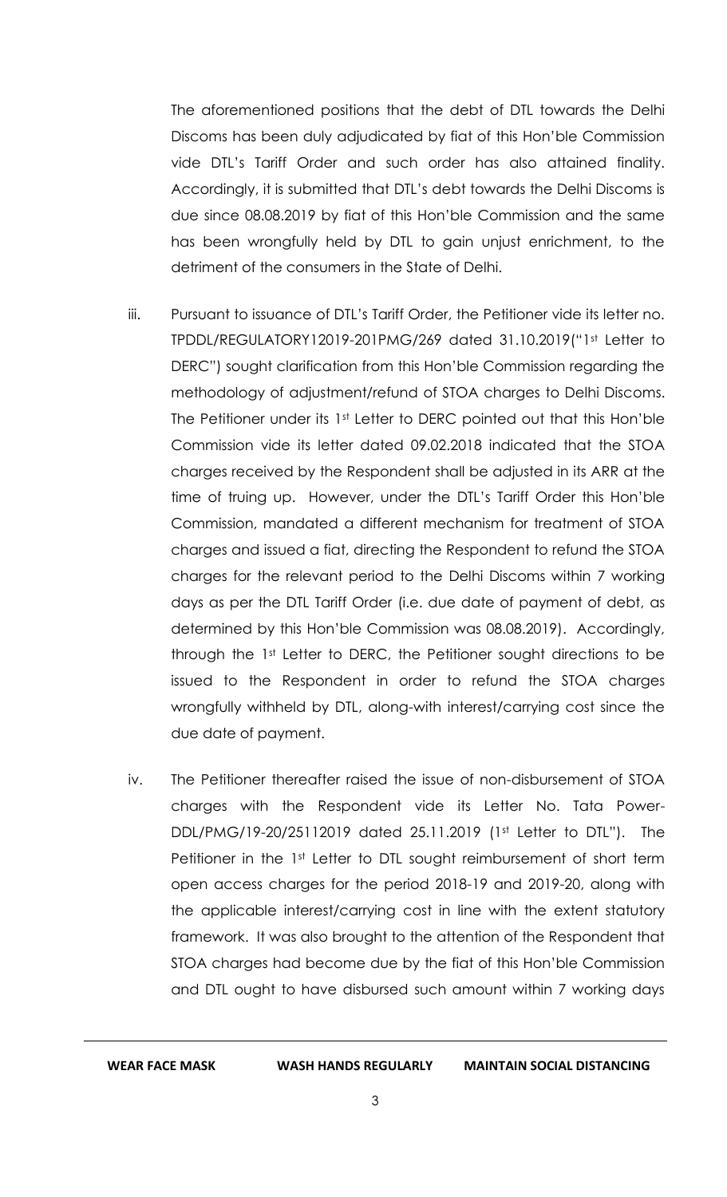The aforementioned positions that the debt of DTL towards the Delhi Discoms has been duly adjudicated by fiat of this Hon'ble Commission vide DTL's Tariff Order and such order has also attained finality. Accordingly, it is submitted that DTL's debt towards the Delhi Discoms is due since 08.08.2019 by fiat of this Hon'ble Commission and the same has been wrongfully held by DTL to gain unjust enrichment, to the detriment of the consumers in the State of Delhi.

iii. Pursuant to issuance of DTL's Tariff Order, the Petitioner vide its letter no. TPDDL/REGULATORY12019-201PMG/269 dated 31.10.2019("1st Letter to DERC") sought clarification from this Hon'ble Commission regarding the methodology of adjustment/refund of STOA charges to Delhi Discoms. The Petitioner under its 1st Letter to DERC pointed out that this Hon'ble Commission vide its letter dated 09.02.2018 indicated that the STOA charges received by the Respondent shall be adjusted in its ARR at the time of truing up. However, under the DTL's Tariff Order this Hon'ble Commission, mandated a different mechanism for treatment of STOA charges and issued a fiat, directing the Respondent to refund the STOA charges for the relevant period to the Delhi Discoms within 7 working days as per the DTL Tariff Order (i.e. due date of payment of debt, as determined by this Hon'ble Commission was 08.08.2019). Accordingly, through the 1st Letter to DERC, the Petitioner sought directions to be issued to the Respondent in order to refund the STOA charges wrongfully withheld by DTL, along-with interest/carrying cost since the due date of payment.

iv. The Petitioner thereafter raised the issue of non-disbursement of STOA charges with the Respondent vide its Letter No. Tata Power-DDL/PMG/19-20/25112019 dated 25.11.2019 (1st Letter to DTL"). The Petitioner in the 1st Letter to DTL sought reimbursement of short term open access charges for the period 2018-19 and 2019-20, along with the applicable interest/carrying cost in line with the extent statutory framework. It was also brought to the attention of the Respondent that STOA charges had become due by the fiat of this Hon'ble Commission and DTL ought to have disbursed such amount within 7 working days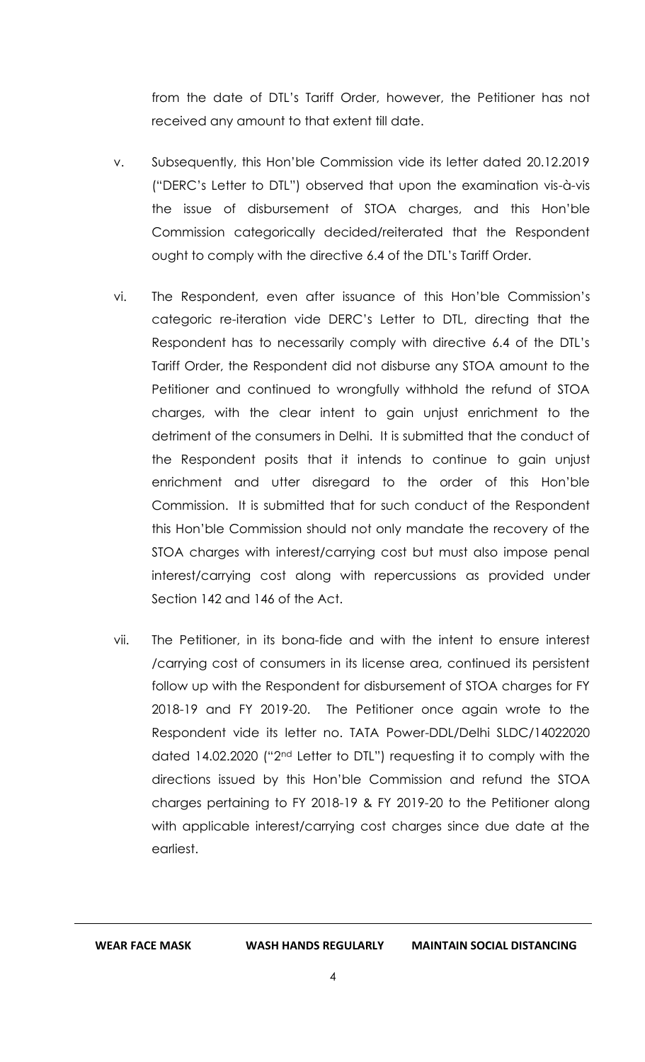from the date of DTL's Tariff Order, however, the Petitioner has not received any amount to that extent till date.

v. Subsequently, this Hon'ble Commission vide its letter dated 20.12.2019 ("DERC's Letter to DTL") observed that upon the examination vis-à-vis the issue of disbursement of STOA charges, and this Hon'ble Commission categorically decided/reiterated that the Respondent ought to comply with the directive 6.4 of the DTL's Tariff Order.

vi. The Respondent, even after issuance of this Hon'ble Commission's categoric re-iteration vide DERC's Letter to DTL, directing that the Respondent has to necessarily comply with directive 6.4 of the DTL's Tariff Order, the Respondent did not disburse any STOA amount to the Petitioner and continued to wrongfully withhold the refund of STOA charges, with the clear intent to gain unjust enrichment to the detriment of the consumers in Delhi. It is submitted that the conduct of the Respondent posits that it intends to continue to gain unjust enrichment and utter disregard to the order of this Hon'ble Commission. It is submitted that for such conduct of the Respondent this Hon'ble Commission should not only mandate the recovery of the STOA charges with interest/carrying cost but must also impose penal interest/carrying cost along with repercussions as provided under Section 142 and 146 of the Act.

vii. The Petitioner, in its bona-fide and with the intent to ensure interest /carrying cost of consumers in its license area, continued its persistent follow up with the Respondent for disbursement of STOA charges for FY 2018-19 and FY 2019-20. The Petitioner once again wrote to the Respondent vide its letter no. TATA Power-DDL/Delhi SLDC/14022020 dated 14.02.2020 ("2nd Letter to DTL") requesting it to comply with the directions issued by this Hon'ble Commission and refund the STOA charges pertaining to FY 2018-19 & FY 2019-20 to the Petitioner along with applicable interest/carrying cost charges since due date at the earliest.

**WEAR FACE MASK** **WASH HANDS REGULARLY** **MAINTAIN SOCIAL DISTANCING**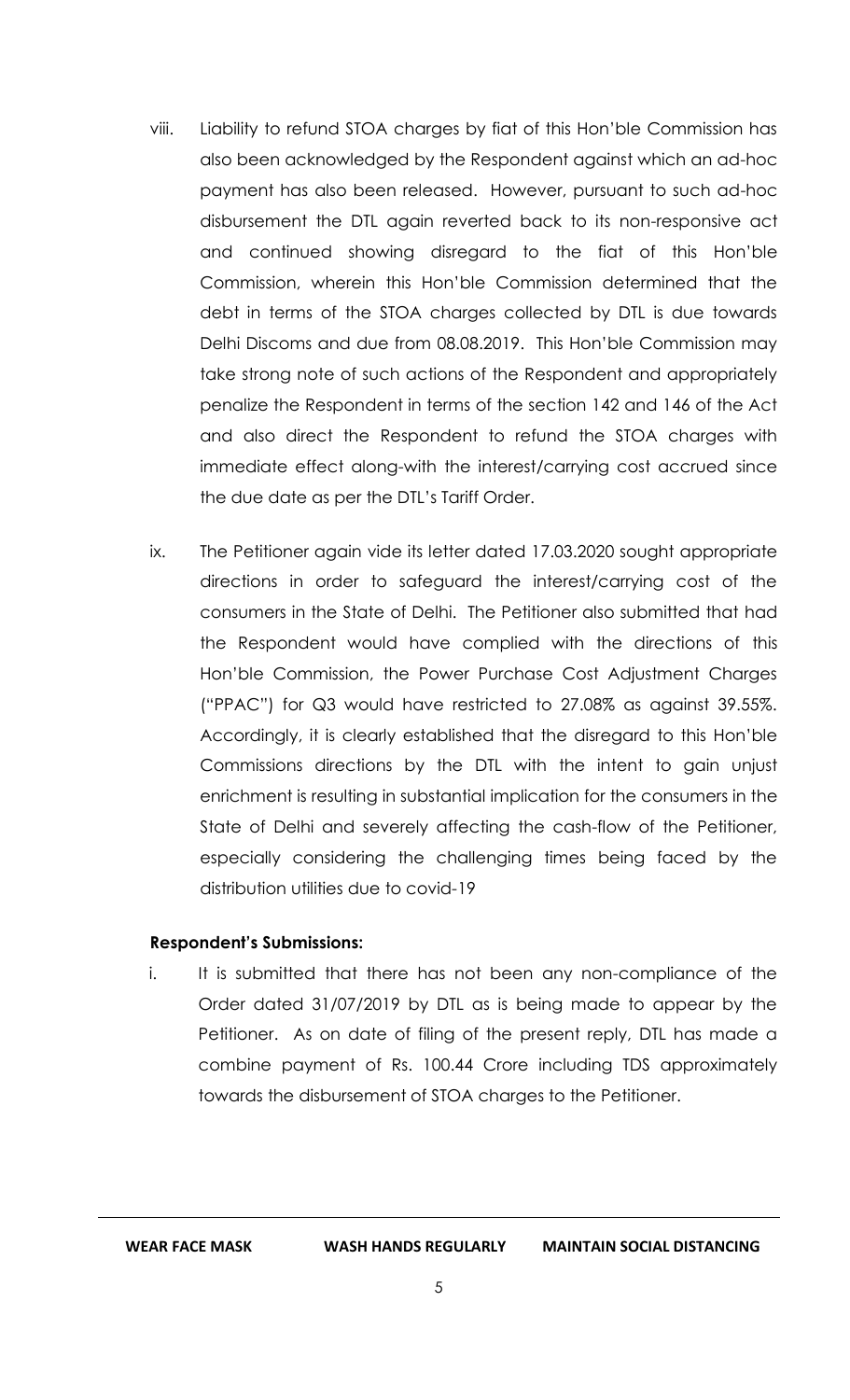viii. Liability to refund STOA charges by fiat of this Hon'ble Commission has also been acknowledged by the Respondent against which an ad-hoc payment has also been released. However, pursuant to such ad-hoc disbursement the DTL again reverted back to its non-responsive act and continued showing disregard to the fiat of this Hon'ble Commission, wherein this Hon'ble Commission determined that the debt in terms of the STOA charges collected by DTL is due towards Delhi Discoms and due from 08.08.2019. This Hon'ble Commission may take strong note of such actions of the Respondent and appropriately penalize the Respondent in terms of the section 142 and 146 of the Act and also direct the Respondent to refund the STOA charges with immediate effect along-with the interest/carrying cost accrued since the due date as per the DTL's Tariff Order.

ix. The Petitioner again vide its letter dated 17.03.2020 sought appropriate directions in order to safeguard the interest/carrying cost of the consumers in the State of Delhi. The Petitioner also submitted that had the Respondent would have complied with the directions of this Hon'ble Commission, the Power Purchase Cost Adjustment Charges ("PPAC") for Q3 would have restricted to 27.08% as against 39.55%. Accordingly, it is clearly established that the disregard to this Hon'ble Commissions directions by the DTL with the intent to gain unjust enrichment is resulting in substantial implication for the consumers in the State of Delhi and severely affecting the cash-flow of the Petitioner, especially considering the challenging times being faced by the distribution utilities due to covid-19

**Respondent's Submissions:**

i. It is submitted that there has not been any non-compliance of the Order dated 31/07/2019 by DTL as is being made to appear by the Petitioner. As on date of filing of the present reply, DTL has made a combine payment of Rs. 100.44 Crore including TDS approximately towards the disbursement of STOA charges to the Petitioner.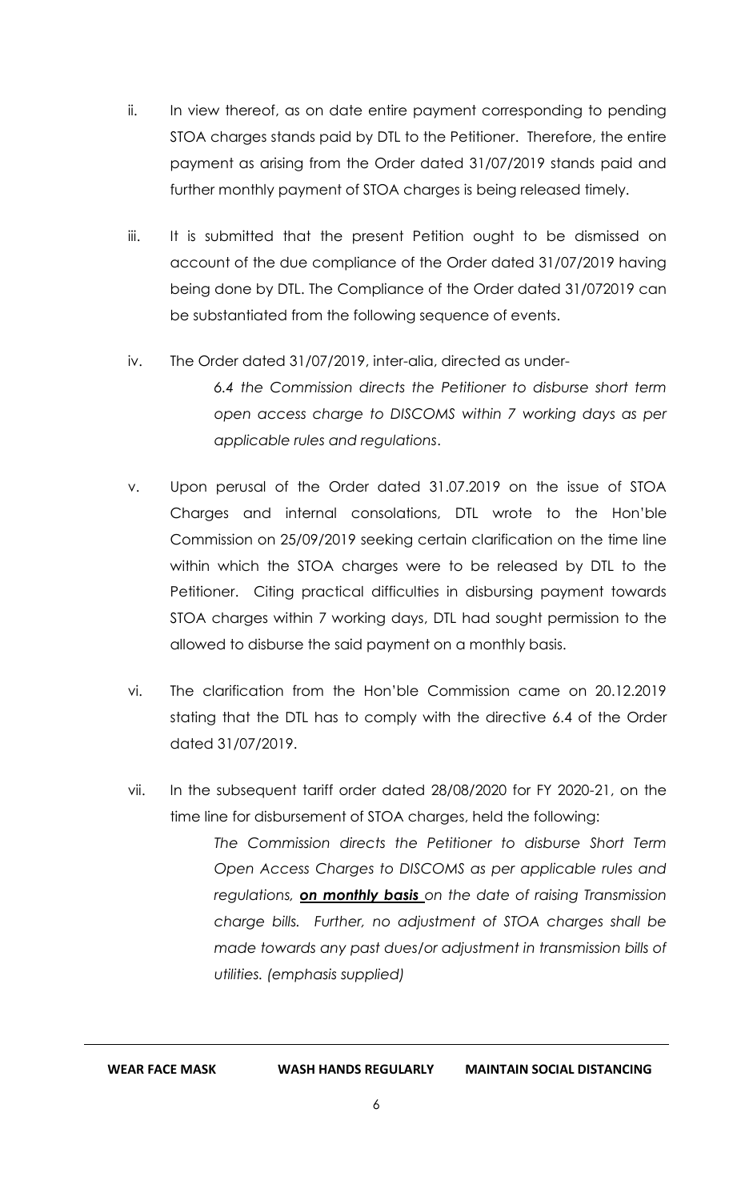ii. In view thereof, as on date entire payment corresponding to pending STOA charges stands paid by DTL to the Petitioner. Therefore, the entire payment as arising from the Order dated 31/07/2019 stands paid and further monthly payment of STOA charges is being released timely.

iii. It is submitted that the present Petition ought to be dismissed on account of the due compliance of the Order dated 31/07/2019 having being done by DTL. The Compliance of the Order dated 31/072019 can be substantiated from the following sequence of events.

iv. The Order dated 31/07/2019, inter-alia, directed as under-

> *6.4 the Commission directs the Petitioner to disburse short term open access charge to DISCOMS within 7 working days as per applicable rules and regulations*.

v. Upon perusal of the Order dated 31.07.2019 on the issue of STOA Charges and internal consolations, DTL wrote to the Hon'ble Commission on 25/09/2019 seeking certain clarification on the time line within which the STOA charges were to be released by DTL to the Petitioner. Citing practical difficulties in disbursing payment towards STOA charges within 7 working days, DTL had sought permission to the allowed to disburse the said payment on a monthly basis.

vi. The clarification from the Hon'ble Commission came on 20.12.2019 stating that the DTL has to comply with the directive 6.4 of the Order dated 31/07/2019.

vii. In the subsequent tariff order dated 28/08/2020 for FY 2020-21, on the time line for disbursement of STOA charges, held the following:

> *The Commission directs the Petitioner to disburse Short Term Open Access Charges to DISCOMS as per applicable rules and regulations, **on monthly basis** on the date of raising Transmission charge bills. Further, no adjustment of STOA charges shall be made towards any past dues/or adjustment in transmission bills of utilities. (emphasis supplied)*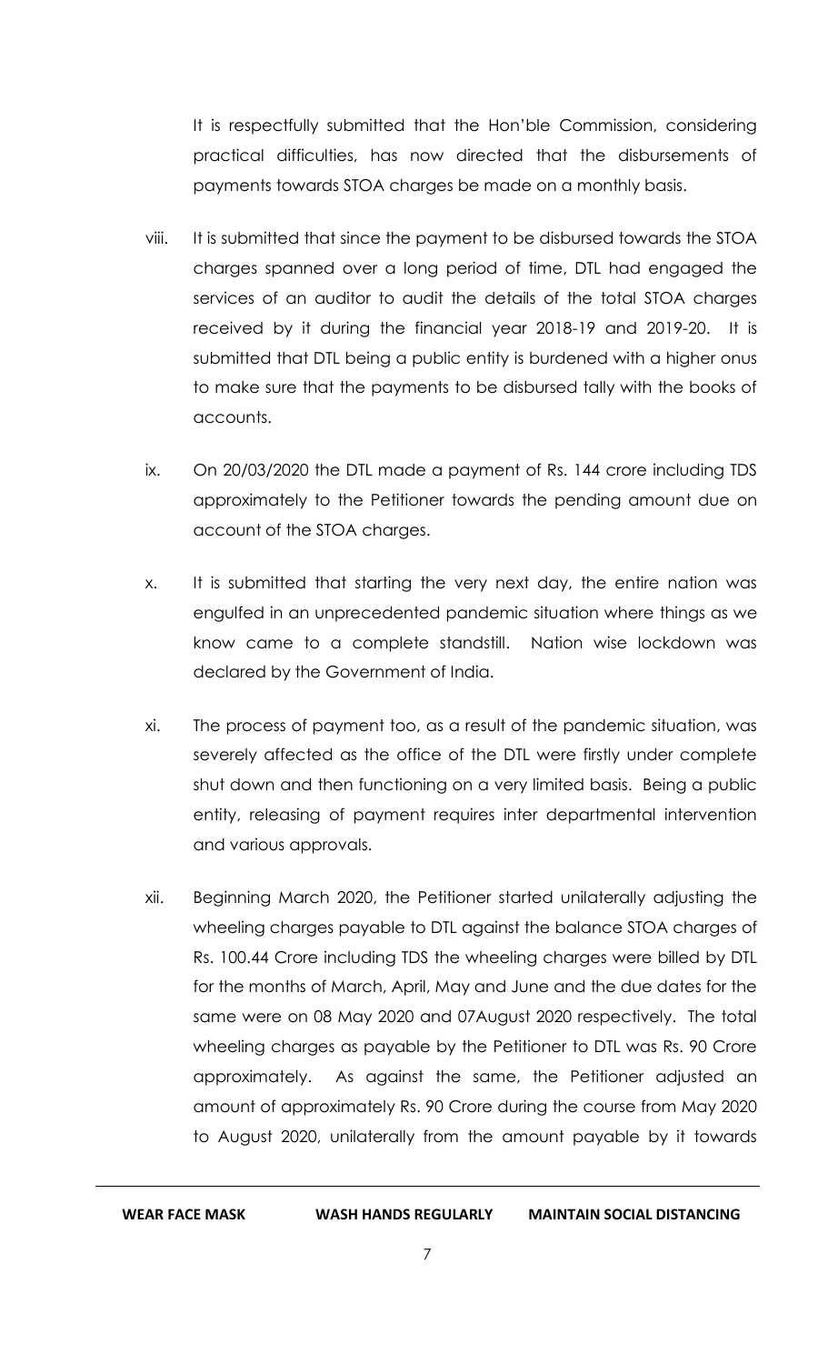It is respectfully submitted that the Hon'ble Commission, considering practical difficulties, has now directed that the disbursements of payments towards STOA charges be made on a monthly basis.

viii. It is submitted that since the payment to be disbursed towards the STOA charges spanned over a long period of time, DTL had engaged the services of an auditor to audit the details of the total STOA charges received by it during the financial year 2018-19 and 2019-20. It is submitted that DTL being a public entity is burdened with a higher onus to make sure that the payments to be disbursed tally with the books of accounts.

ix. On 20/03/2020 the DTL made a payment of Rs. 144 crore including TDS approximately to the Petitioner towards the pending amount due on account of the STOA charges.

x. It is submitted that starting the very next day, the entire nation was engulfed in an unprecedented pandemic situation where things as we know came to a complete standstill. Nation wise lockdown was declared by the Government of India.

xi. The process of payment too, as a result of the pandemic situation, was severely affected as the office of the DTL were firstly under complete shut down and then functioning on a very limited basis. Being a public entity, releasing of payment requires inter departmental intervention and various approvals.

xii. Beginning March 2020, the Petitioner started unilaterally adjusting the wheeling charges payable to DTL against the balance STOA charges of Rs. 100.44 Crore including TDS the wheeling charges were billed by DTL for the months of March, April, May and June and the due dates for the same were on 08 May 2020 and 07August 2020 respectively. The total wheeling charges as payable by the Petitioner to DTL was Rs. 90 Crore approximately. As against the same, the Petitioner adjusted an amount of approximately Rs. 90 Crore during the course from May 2020 to August 2020, unilaterally from the amount payable by it towards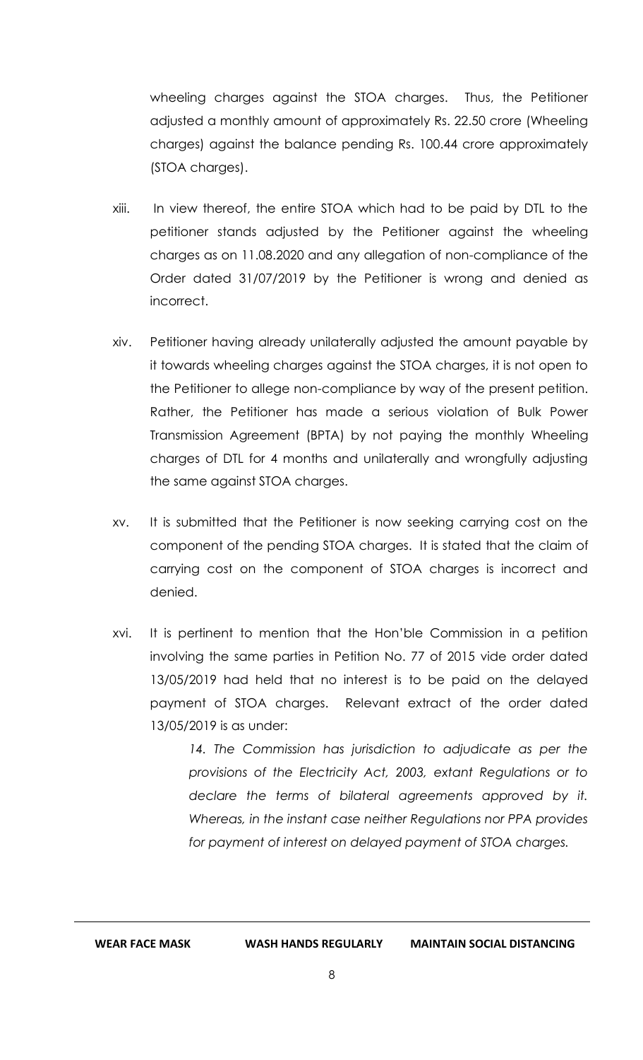wheeling charges against the STOA charges. Thus, the Petitioner adjusted a monthly amount of approximately Rs. 22.50 crore (Wheeling charges) against the balance pending Rs. 100.44 crore approximately (STOA charges).

xiii. In view thereof, the entire STOA which had to be paid by DTL to the petitioner stands adjusted by the Petitioner against the wheeling charges as on 11.08.2020 and any allegation of non-compliance of the Order dated 31/07/2019 by the Petitioner is wrong and denied as incorrect.

xiv. Petitioner having already unilaterally adjusted the amount payable by it towards wheeling charges against the STOA charges, it is not open to the Petitioner to allege non-compliance by way of the present petition. Rather, the Petitioner has made a serious violation of Bulk Power Transmission Agreement (BPTA) by not paying the monthly Wheeling charges of DTL for 4 months and unilaterally and wrongfully adjusting the same against STOA charges.

xv. It is submitted that the Petitioner is now seeking carrying cost on the component of the pending STOA charges. It is stated that the claim of carrying cost on the component of STOA charges is incorrect and denied.

xvi. It is pertinent to mention that the Hon'ble Commission in a petition involving the same parties in Petition No. 77 of 2015 vide order dated 13/05/2019 had held that no interest is to be paid on the delayed payment of STOA charges. Relevant extract of the order dated 13/05/2019 is as under:

> *14. The Commission has jurisdiction to adjudicate as per the provisions of the Electricity Act, 2003, extant Regulations or to declare the terms of bilateral agreements approved by it. Whereas, in the instant case neither Regulations nor PPA provides for payment of interest on delayed payment of STOA charges.*

**WEAR FACE MASK** **WASH HANDS REGULARLY** **MAINTAIN SOCIAL DISTANCING**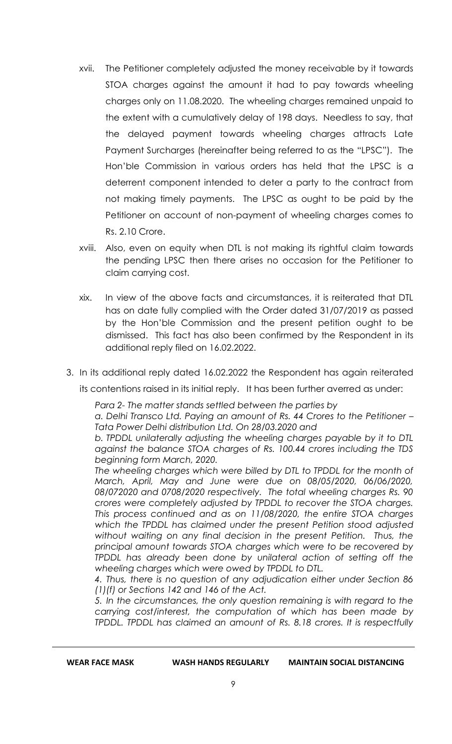xvii. The Petitioner completely adjusted the money receivable by it towards STOA charges against the amount it had to pay towards wheeling charges only on 11.08.2020. The wheeling charges remained unpaid to the extent with a cumulatively delay of 198 days. Needless to say, that the delayed payment towards wheeling charges attracts Late Payment Surcharges (hereinafter being referred to as the "LPSC"). The Hon'ble Commission in various orders has held that the LPSC is a deterrent component intended to deter a party to the contract from not making timely payments. The LPSC as ought to be paid by the Petitioner on account of non-payment of wheeling charges comes to Rs. 2.10 Crore.

xviii. Also, even on equity when DTL is not making its rightful claim towards the pending LPSC then there arises no occasion for the Petitioner to claim carrying cost.

xix. In view of the above facts and circumstances, it is reiterated that DTL has on date fully complied with the Order dated 31/07/2019 as passed by the Hon'ble Commission and the present petition ought to be dismissed. This fact has also been confirmed by the Respondent in its additional reply filed on 16.02.2022.

3. In its additional reply dated 16.02.2022 the Respondent has again reiterated its contentions raised in its initial reply. It has been further averred as under:

> *Para 2- The matter stands settled between the parties by*
> *a. Delhi Transco Ltd. Paying an amount of Rs. 44 Crores to the Petitioner – Tata Power Delhi distribution Ltd. On 28/03.2020 and*
> *b. TPDDL unilaterally adjusting the wheeling charges payable by it to DTL against the balance STOA charges of Rs. 100.44 crores including the TDS beginning form March, 2020.*
> *The wheeling charges which were billed by DTL to TPDDL for the month of March, April, May and June were due on 08/05/2020, 06/06/2020, 08/072020 and 0708/2020 respectively. The total wheeling charges Rs. 90 crores were completely adjusted by TPDDL to recover the STOA charges. This process continued and as on 11/08/2020, the entire STOA charges which the TPDDL has claimed under the present Petition stood adjusted without waiting on any final decision in the present Petition. Thus, the principal amount towards STOA charges which were to be recovered by TPDDL has already been done by unilateral action of setting off the wheeling charges which were owed by TPDDL to DTL.*
> *4. Thus, there is no question of any adjudication either under Section 86 (1)(f) or Sections 142 and 146 of the Act.*
> *5. In the circumstances, the only question remaining is with regard to the carrying cost/interest, the computation of which has been made by TPDDL. TPDDL has claimed an amount of Rs. 8.18 crores. It is respectfully*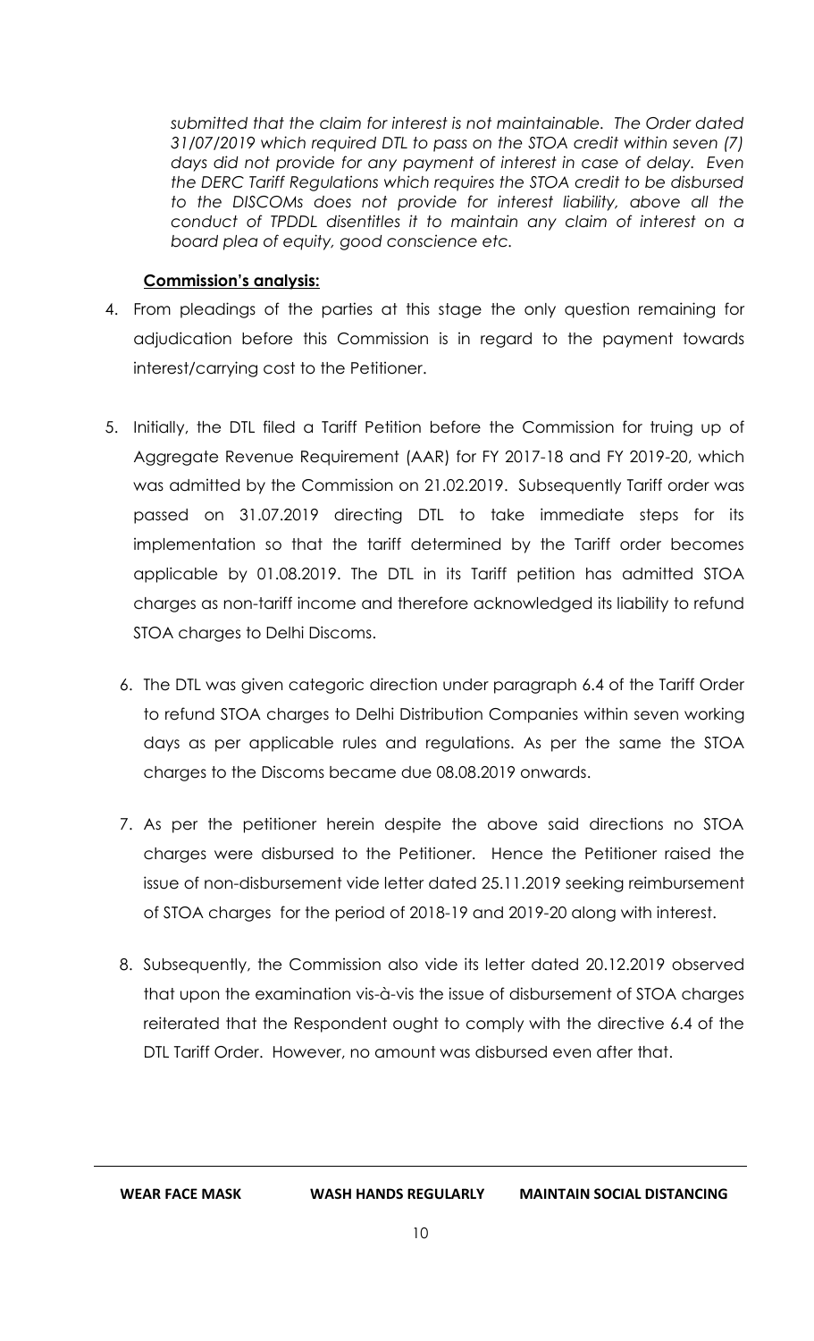*submitted that the claim for interest is not maintainable. The Order dated 31/07/2019 which required DTL to pass on the STOA credit within seven (7) days did not provide for any payment of interest in case of delay. Even the DERC Tariff Regulations which requires the STOA credit to be disbursed to the DISCOMs does not provide for interest liability, above all the conduct of TPDDL disentitles it to maintain any claim of interest on a board plea of equity, good conscience etc.*

**Commission's analysis:**

4. From pleadings of the parties at this stage the only question remaining for adjudication before this Commission is in regard to the payment towards interest/carrying cost to the Petitioner.

5. Initially, the DTL filed a Tariff Petition before the Commission for truing up of Aggregate Revenue Requirement (AAR) for FY 2017-18 and FY 2019-20, which was admitted by the Commission on 21.02.2019. Subsequently Tariff order was passed on 31.07.2019 directing DTL to take immediate steps for its implementation so that the tariff determined by the Tariff order becomes applicable by 01.08.2019. The DTL in its Tariff petition has admitted STOA charges as non-tariff income and therefore acknowledged its liability to refund STOA charges to Delhi Discoms.

6. The DTL was given categoric direction under paragraph 6.4 of the Tariff Order to refund STOA charges to Delhi Distribution Companies within seven working days as per applicable rules and regulations. As per the same the STOA charges to the Discoms became due 08.08.2019 onwards.

7. As per the petitioner herein despite the above said directions no STOA charges were disbursed to the Petitioner. Hence the Petitioner raised the issue of non-disbursement vide letter dated 25.11.2019 seeking reimbursement of STOA charges for the period of 2018-19 and 2019-20 along with interest.

8. Subsequently, the Commission also vide its letter dated 20.12.2019 observed that upon the examination vis-à-vis the issue of disbursement of STOA charges reiterated that the Respondent ought to comply with the directive 6.4 of the DTL Tariff Order. However, no amount was disbursed even after that.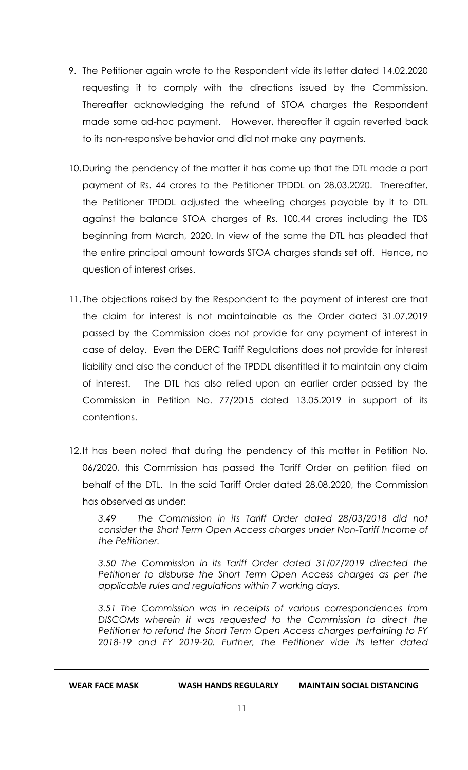9. The Petitioner again wrote to the Respondent vide its letter dated 14.02.2020 requesting it to comply with the directions issued by the Commission. Thereafter acknowledging the refund of STOA charges the Respondent made some ad-hoc payment. However, thereafter it again reverted back to its non-responsive behavior and did not make any payments.

10. During the pendency of the matter it has come up that the DTL made a part payment of Rs. 44 crores to the Petitioner TPDDL on 28.03.2020. Thereafter, the Petitioner TPDDL adjusted the wheeling charges payable by it to DTL against the balance STOA charges of Rs. 100.44 crores including the TDS beginning from March, 2020. In view of the same the DTL has pleaded that the entire principal amount towards STOA charges stands set off. Hence, no question of interest arises.

11. The objections raised by the Respondent to the payment of interest are that the claim for interest is not maintainable as the Order dated 31.07.2019 passed by the Commission does not provide for any payment of interest in case of delay. Even the DERC Tariff Regulations does not provide for interest liability and also the conduct of the TPDDL disentitled it to maintain any claim of interest. The DTL has also relied upon an earlier order passed by the Commission in Petition No. 77/2015 dated 13.05.2019 in support of its contentions.

12. It has been noted that during the pendency of this matter in Petition No. 06/2020, this Commission has passed the Tariff Order on petition filed on behalf of the DTL. In the said Tariff Order dated 28.08.2020, the Commission has observed as under:

> *3.49 The Commission in its Tariff Order dated 28/03/2018 did not consider the Short Term Open Access charges under Non-Tariff Income of the Petitioner.*
>
> *3.50 The Commission in its Tariff Order dated 31/07/2019 directed the Petitioner to disburse the Short Term Open Access charges as per the applicable rules and regulations within 7 working days.*
>
> *3.51 The Commission was in receipts of various correspondences from DISCOMs wherein it was requested to the Commission to direct the Petitioner to refund the Short Term Open Access charges pertaining to FY 2018-19 and FY 2019-20. Further, the Petitioner vide its letter dated*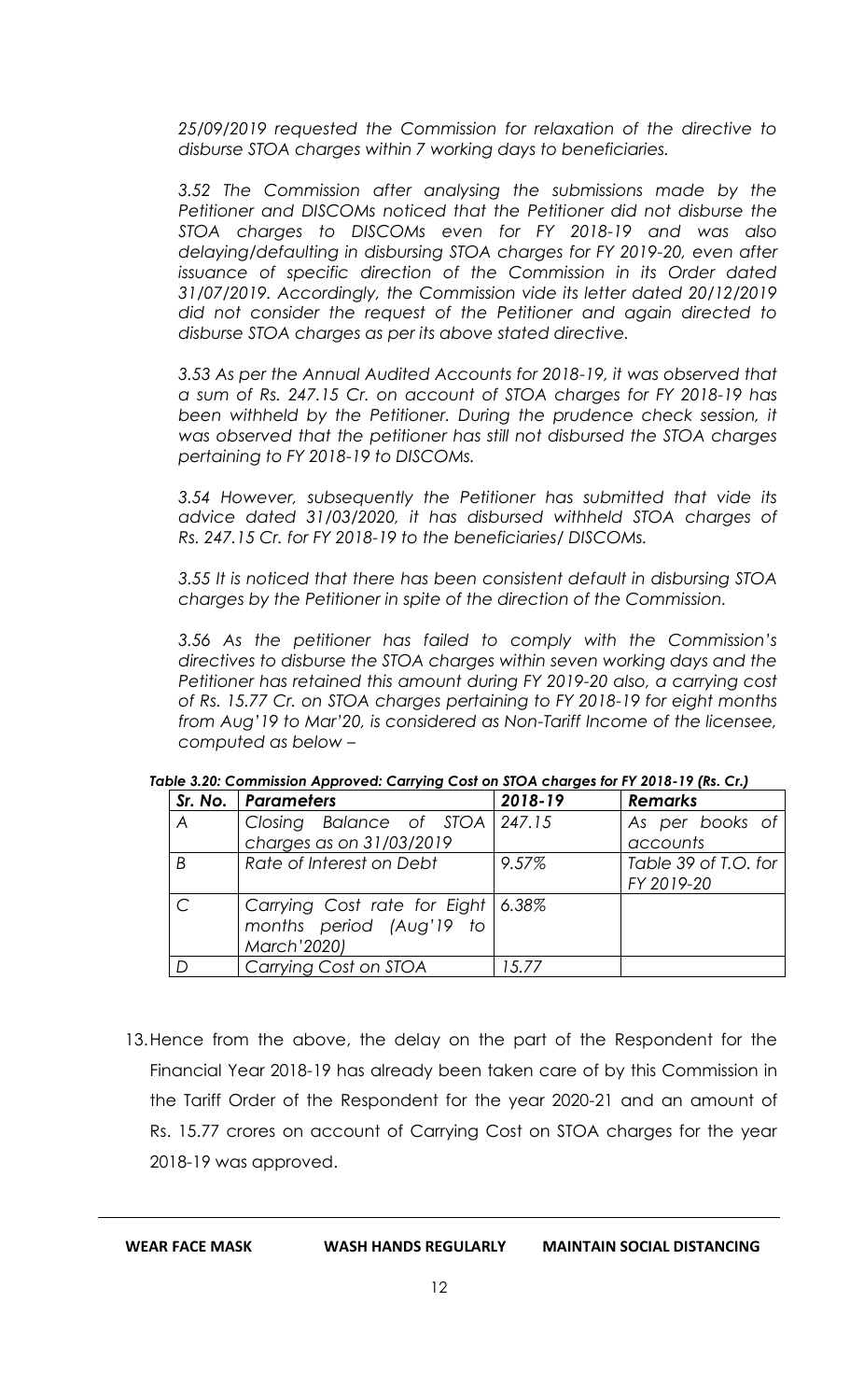*25/09/2019 requested the Commission for relaxation of the directive to disburse STOA charges within 7 working days to beneficiaries.*

*3.52 The Commission after analysing the submissions made by the Petitioner and DISCOMs noticed that the Petitioner did not disburse the STOA charges to DISCOMs even for FY 2018-19 and was also delaying/defaulting in disbursing STOA charges for FY 2019-20, even after issuance of specific direction of the Commission in its Order dated 31/07/2019. Accordingly, the Commission vide its letter dated 20/12/2019 did not consider the request of the Petitioner and again directed to disburse STOA charges as per its above stated directive.*

*3.53 As per the Annual Audited Accounts for 2018-19, it was observed that a sum of Rs. 247.15 Cr. on account of STOA charges for FY 2018-19 has been withheld by the Petitioner. During the prudence check session, it was observed that the petitioner has still not disbursed the STOA charges pertaining to FY 2018-19 to DISCOMs.*

*3.54 However, subsequently the Petitioner has submitted that vide its advice dated 31/03/2020, it has disbursed withheld STOA charges of Rs. 247.15 Cr. for FY 2018-19 to the beneficiaries/ DISCOMs.*

*3.55 It is noticed that there has been consistent default in disbursing STOA charges by the Petitioner in spite of the direction of the Commission.*

*3.56 As the petitioner has failed to comply with the Commission's directives to disburse the STOA charges within seven working days and the Petitioner has retained this amount during FY 2019-20 also, a carrying cost of Rs. 15.77 Cr. on STOA charges pertaining to FY 2018-19 for eight months from Aug'19 to Mar'20, is considered as Non-Tariff Income of the licensee, computed as below –*

***Table 3.20: Commission Approved: Carrying Cost on STOA charges for FY 2018-19 (Rs. Cr.)***

| *Sr. No.* | *Parameters* | *2018-19* | *Remarks* |
|---|---|---|---|
| *A* | *Closing Balance of STOA charges as on 31/03/2019* | *247.15* | *As per books of accounts* |
| *B* | *Rate of Interest on Debt* | *9.57%* | *Table 39 of T.O. for FY 2019-20* |
| *C* | *Carrying Cost rate for Eight months period (Aug'19 to March'2020)* | *6.38%* | |
| *D* | *Carrying Cost on STOA* | *15.77* | |

13. Hence from the above, the delay on the part of the Respondent for the Financial Year 2018-19 has already been taken care of by this Commission in the Tariff Order of the Respondent for the year 2020-21 and an amount of Rs. 15.77 crores on account of Carrying Cost on STOA charges for the year 2018-19 was approved.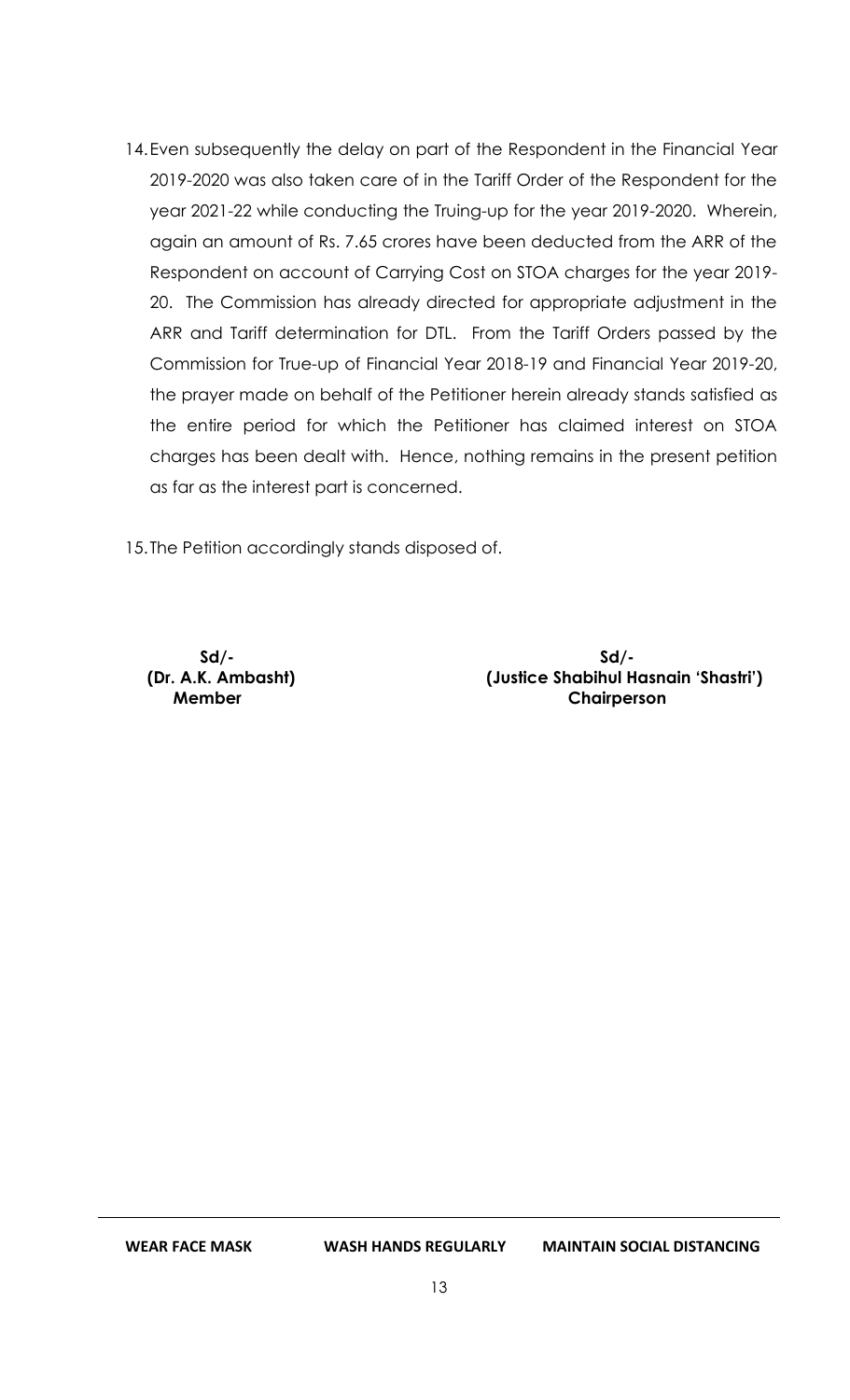14. Even subsequently the delay on part of the Respondent in the Financial Year 2019-2020 was also taken care of in the Tariff Order of the Respondent for the year 2021-22 while conducting the Truing-up for the year 2019-2020. Wherein, again an amount of Rs. 7.65 crores have been deducted from the ARR of the Respondent on account of Carrying Cost on STOA charges for the year 2019-20. The Commission has already directed for appropriate adjustment in the ARR and Tariff determination for DTL. From the Tariff Orders passed by the Commission for True-up of Financial Year 2018-19 and Financial Year 2019-20, the prayer made on behalf of the Petitioner herein already stands satisfied as the entire period for which the Petitioner has claimed interest on STOA charges has been dealt with. Hence, nothing remains in the present petition as far as the interest part is concerned.

15. The Petition accordingly stands disposed of.

**Sd/-**
**(Dr. A.K. Ambasht)**
**Member**

**Sd/-**
**(Justice Shabihul Hasnain 'Shastri')**
**Chairperson**

**WEAR FACE MASK WASH HANDS REGULARLY MAINTAIN SOCIAL DISTANCING**